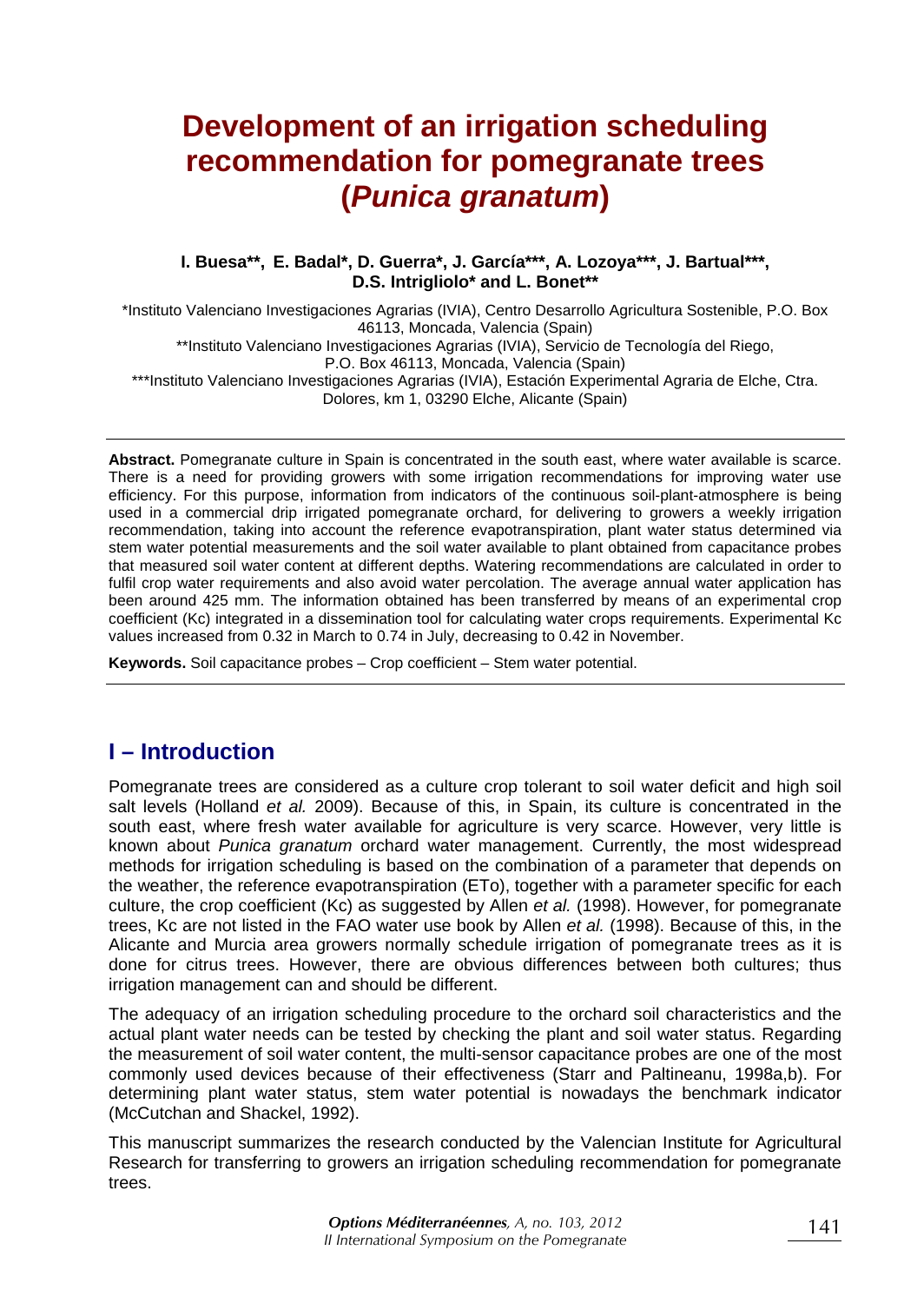# Development of an irrigation scheduling recommendation for pomegranate trees (*Punica granatum*)

**I. Buesa\*\*, E. Badal\*, D. Guerra\*, J. García\*\*\*, A. Lozoya\*\*\*, J. Bartual\*\*\*, D.S. Intrigliolo\* and L. Bonet\*\***

\*Instituto Valenciano Investigaciones Agrarias (IVIA), Centro Desarrollo Agricultura Sostenible, P.O. Box 46113, Moncada, Valencia (Spain)
\*\*Instituto Valenciano Investigaciones Agrarias (IVIA), Servicio de Tecnología del Riego, P.O. Box 46113, Moncada, Valencia (Spain)
\*\*\*Instituto Valenciano Investigaciones Agrarias (IVIA), Estación Experimental Agraria de Elche, Ctra. Dolores, km 1, 03290 Elche, Alicante (Spain)

---

**Abstract.** Pomegranate culture in Spain is concentrated in the south east, where water available is scarce. There is a need for providing growers with some irrigation recommendations for improving water use efficiency. For this purpose, information from indicators of the continuous soil-plant-atmosphere is being used in a commercial drip irrigated pomegranate orchard, for delivering to growers a weekly irrigation recommendation, taking into account the reference evapotranspiration, plant water status determined via stem water potential measurements and the soil water available to plant obtained from capacitance probes that measured soil water content at different depths. Watering recommendations are calculated in order to fulfil crop water requirements and also avoid water percolation. The average annual water application has been around 425 mm. The information obtained has been transferred by means of an experimental crop coefficient (Kc) integrated in a dissemination tool for calculating water crops requirements. Experimental Kc values increased from 0.32 in March to 0.74 in July, decreasing to 0.42 in November.

**Keywords.** Soil capacitance probes – Crop coefficient – Stem water potential.

---

## I – Introduction

Pomegranate trees are considered as a culture crop tolerant to soil water deficit and high soil salt levels (Holland *et al.* 2009). Because of this, in Spain, its culture is concentrated in the south east, where fresh water available for agriculture is very scarce. However, very little is known about *Punica granatum* orchard water management. Currently, the most widespread methods for irrigation scheduling is based on the combination of a parameter that depends on the weather, the reference evapotranspiration (ETo), together with a parameter specific for each culture, the crop coefficient (Kc) as suggested by Allen *et al.* (1998). However, for pomegranate trees, Kc are not listed in the FAO water use book by Allen *et al.* (1998). Because of this, in the Alicante and Murcia area growers normally schedule irrigation of pomegranate trees as it is done for citrus trees. However, there are obvious differences between both cultures; thus irrigation management can and should be different.

The adequacy of an irrigation scheduling procedure to the orchard soil characteristics and the actual plant water needs can be tested by checking the plant and soil water status. Regarding the measurement of soil water content, the multi-sensor capacitance probes are one of the most commonly used devices because of their effectiveness (Starr and Paltineanu, 1998a,b). For determining plant water status, stem water potential is nowadays the benchmark indicator (McCutchan and Shackel, 1992).

This manuscript summarizes the research conducted by the Valencian Institute for Agricultural Research for transferring to growers an irrigation scheduling recommendation for pomegranate trees.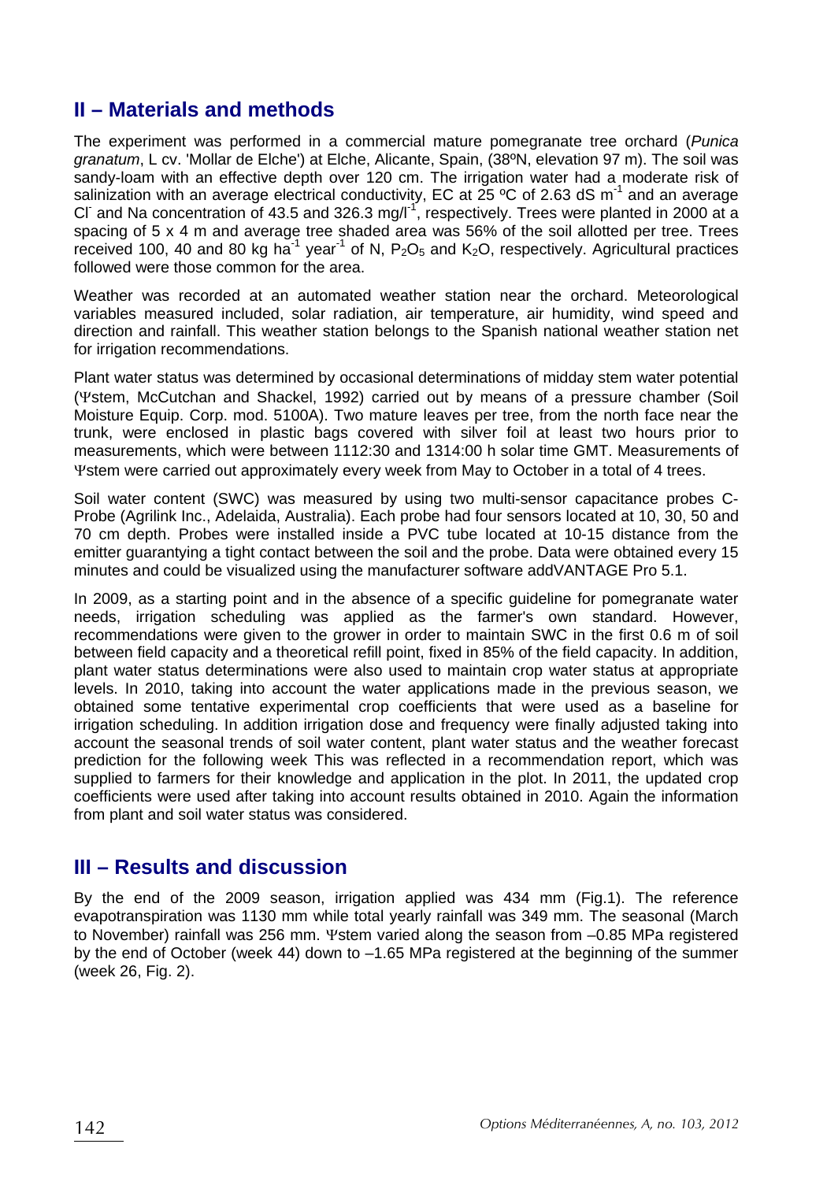## II – Materials and methods

The experiment was performed in a commercial mature pomegranate tree orchard (*Punica granatum*, L cv. 'Mollar de Elche') at Elche, Alicante, Spain, (38ºN, elevation 97 m). The soil was sandy-loam with an effective depth over 120 cm. The irrigation water had a moderate risk of salinization with an average electrical conductivity, EC at 25 ºC of 2.63 dS $m^{-1}$ and an average $Cl^-$ and Na concentration of 43.5 and 326.3 mg/$l^{-1}$, respectively. Trees were planted in 2000 at a spacing of 5 x 4 m and average tree shaded area was 56% of the soil allotted per tree. Trees received 100, 40 and 80 kg $ha^{-1}$ $year^{-1}$ of N, $P_2O_5$ and $K_2O$, respectively. Agricultural practices followed were those common for the area.

Weather was recorded at an automated weather station near the orchard. Meteorological variables measured included, solar radiation, air temperature, air humidity, wind speed and direction and rainfall. This weather station belongs to the Spanish national weather station net for irrigation recommendations.

Plant water status was determined by occasional determinations of midday stem water potential ($\Psi$stem, McCutchan and Shackel, 1992) carried out by means of a pressure chamber (Soil Moisture Equip. Corp. mod. 5100A). Two mature leaves per tree, from the north face near the trunk, were enclosed in plastic bags covered with silver foil at least two hours prior to measurements, which were between 1112:30 and 1314:00 h solar time GMT. Measurements of $\Psi$stem were carried out approximately every week from May to October in a total of 4 trees.

Soil water content (SWC) was measured by using two multi-sensor capacitance probes C-Probe (Agrilink Inc., Adelaida, Australia). Each probe had four sensors located at 10, 30, 50 and 70 cm depth. Probes were installed inside a PVC tube located at 10-15 distance from the emitter guarantying a tight contact between the soil and the probe. Data were obtained every 15 minutes and could be visualized using the manufacturer software addVANTAGE Pro 5.1.

In 2009, as a starting point and in the absence of a specific guideline for pomegranate water needs, irrigation scheduling was applied as the farmer's own standard. However, recommendations were given to the grower in order to maintain SWC in the first 0.6 m of soil between field capacity and a theoretical refill point, fixed in 85% of the field capacity. In addition, plant water status determinations were also used to maintain crop water status at appropriate levels. In 2010, taking into account the water applications made in the previous season, we obtained some tentative experimental crop coefficients that were used as a baseline for irrigation scheduling. In addition irrigation dose and frequency were finally adjusted taking into account the seasonal trends of soil water content, plant water status and the weather forecast prediction for the following week This was reflected in a recommendation report, which was supplied to farmers for their knowledge and application in the plot. In 2011, the updated crop coefficients were used after taking into account results obtained in 2010. Again the information from plant and soil water status was considered.

## III – Results and discussion

By the end of the 2009 season, irrigation applied was 434 mm (Fig.1). The reference evapotranspiration was 1130 mm while total yearly rainfall was 349 mm. The seasonal (March to November) rainfall was 256 mm. $\Psi$stem varied along the season from –0.85 MPa registered by the end of October (week 44) down to –1.65 MPa registered at the beginning of the summer (week 26, Fig. 2).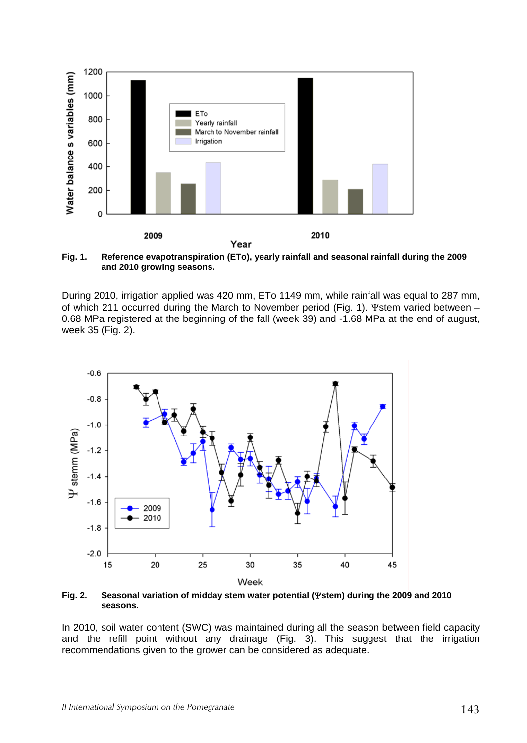**Fig. 1.** **Reference evapotranspiration (ETo), yearly rainfall and seasonal rainfall during the 2009 and 2010 growing seasons.**

During 2010, irrigation applied was 420 mm, ETo 1149 mm, while rainfall was equal to 287 mm, of which 211 occurred during the March to November period (Fig. 1). Ψstem varied between – 0.68 MPa registered at the beginning of the fall (week 39) and -1.68 MPa at the end of august, week 35 (Fig. 2).

**Fig. 2.** **Seasonal variation of midday stem water potential (Ψstem) during the 2009 and 2010 seasons.**

In 2010, soil water content (SWC) was maintained during all the season between field capacity and the refill point without any drainage (Fig. 3). This suggest that the irrigation recommendations given to the grower can be considered as adequate.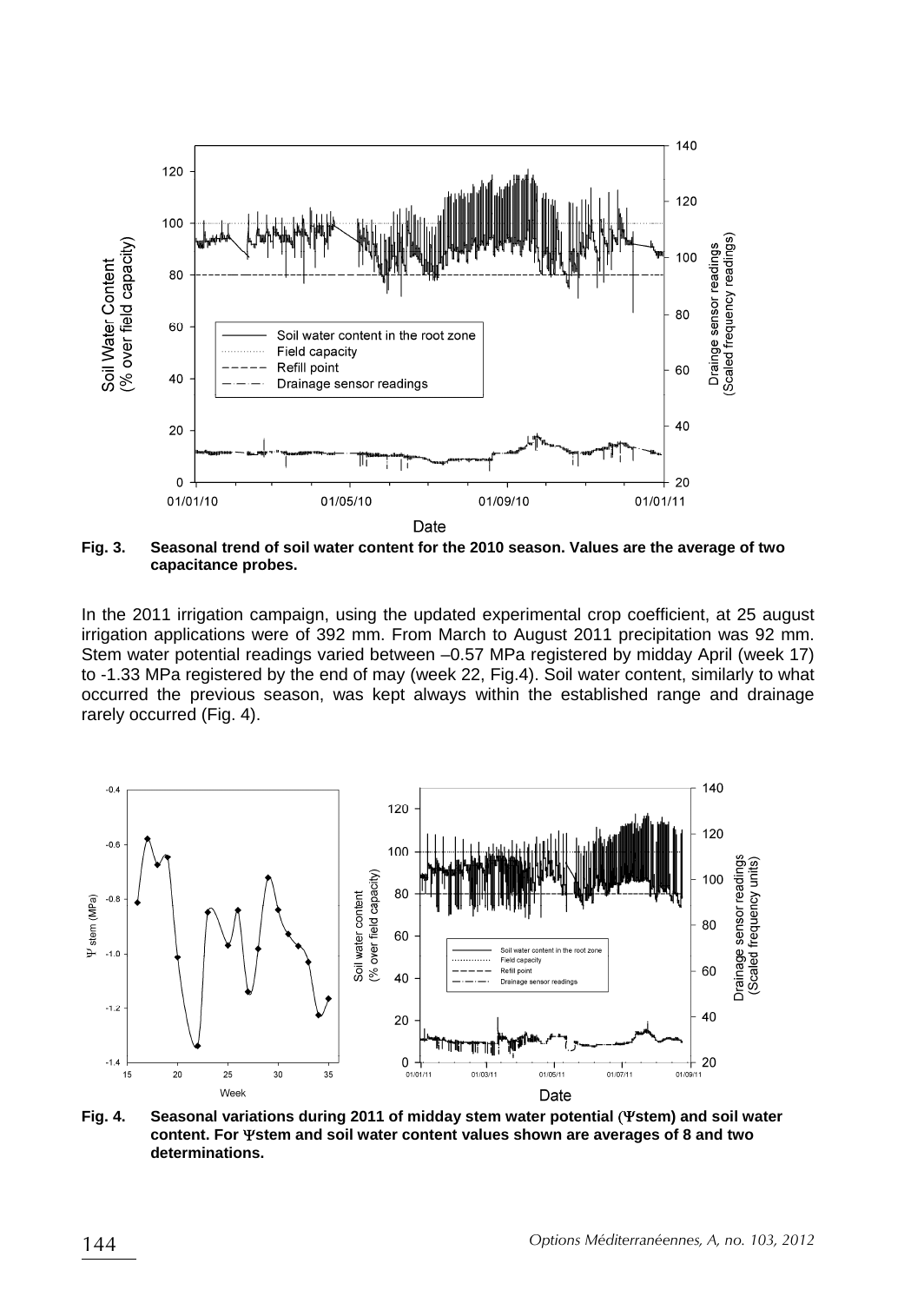Fig. 3. Seasonal trend of soil water content for the 2010 season. Values are the average of two capacitance probes.

In the 2011 irrigation campaign, using the updated experimental crop coefficient, at 25 august irrigation applications were of 392 mm. From March to August 2011 precipitation was 92 mm. Stem water potential readings varied between –0.57 MPa registered by midday April (week 17) to -1.33 MPa registered by the end of may (week 22, Fig.4). Soil water content, similarly to what occurred the previous season, was kept always within the established range and drainage rarely occurred (Fig. 4).

Fig. 4. Seasonal variations during 2011 of midday stem water potential ($\Psi$stem) and soil water content. For $\Psi$stem and soil water content values shown are averages of 8 and two determinations.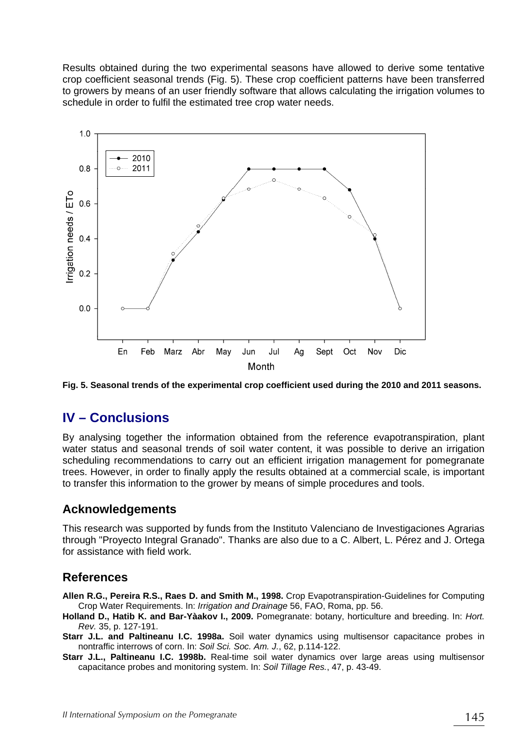Results obtained during the two experimental seasons have allowed to derive some tentative crop coefficient seasonal trends (Fig. 5). These crop coefficient patterns have been transferred to growers by means of an user friendly software that allows calculating the irrigation volumes to schedule in order to fulfil the estimated tree crop water needs.

1.0
0.8
0.6
0.4
0.2
0.0

Irrigation needs / ETo

2010
2011

En Feb Marz Abr May Jun Jul Ag Sept Oct Nov Dic

Month

**Fig. 5. Seasonal trends of the experimental crop coefficient used during the 2010 and 2011 seasons.**

## IV – Conclusions

By analysing together the information obtained from the reference evapotranspiration, plant water status and seasonal trends of soil water content, it was possible to derive an irrigation scheduling recommendations to carry out an efficient irrigation management for pomegranate trees. However, in order to finally apply the results obtained at a commercial scale, is important to transfer this information to the grower by means of simple procedures and tools.

### Acknowledgements

This research was supported by funds from the Instituto Valenciano de Investigaciones Agrarias through "Proyecto Integral Granado". Thanks are also due to a C. Albert, L. Pérez and J. Ortega for assistance with field work.

### References

**Allen R.G., Pereira R.S., Raes D. and Smith M., 1998.** Crop Evapotranspiration-Guidelines for Computing Crop Water Requirements. In: *Irrigation and Drainage* 56, FAO, Roma, pp. 56.

**Holland D., Hatib K. and Bar-Yàakov I., 2009.** Pomegranate: botany, horticulture and breeding. In: *Hort. Rev.* 35, p. 127-191.

**Starr J.L. and Paltineanu I.C. 1998a.** Soil water dynamics using multisensor capacitance probes in nontraffic interrows of corn. In: *Soil Sci. Soc. Am. J.*, 62, p.114-122.

**Starr J.L., Paltineanu I.C. 1998b.** Real-time soil water dynamics over large areas using multisensor capacitance probes and monitoring system. In: *Soil Tillage Res.*, 47, p. 43-49.